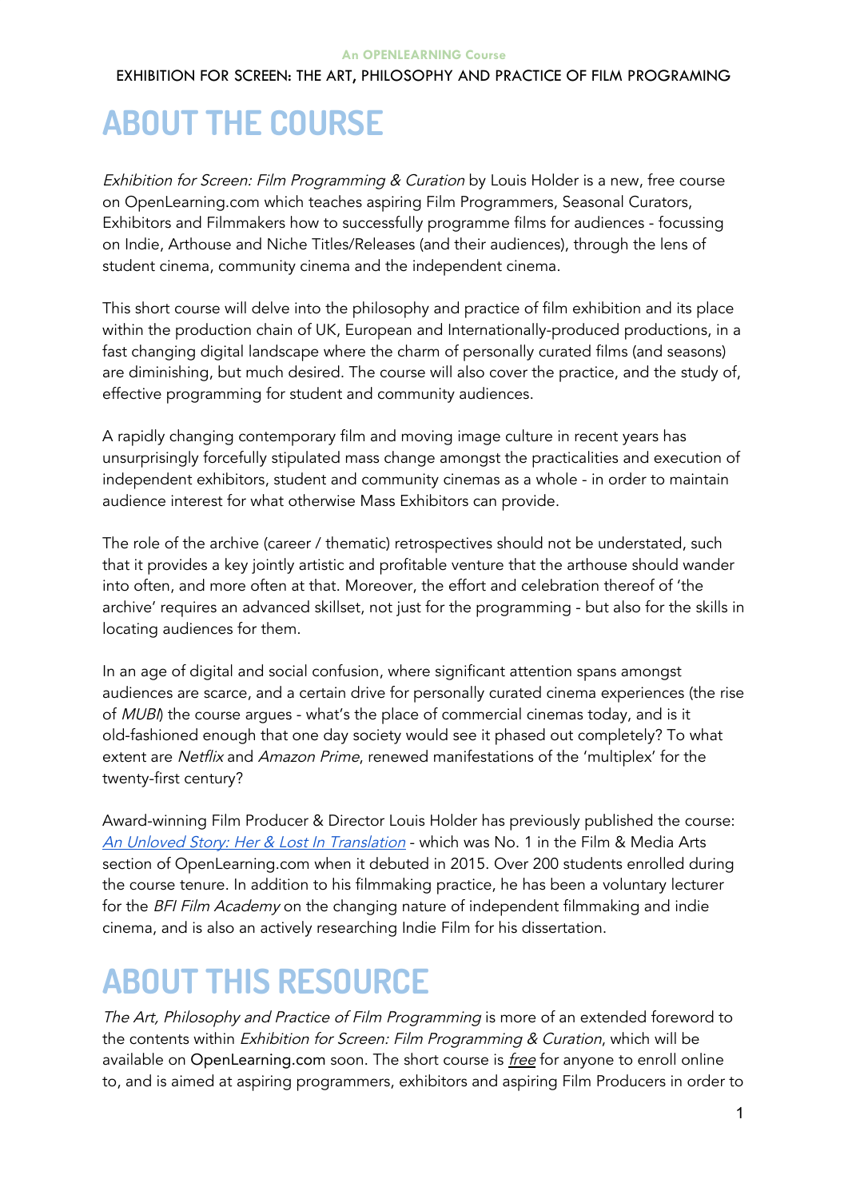# ABOUT THE COURSE

*Exhibition for Screen: Film Programming & Curation* by Louis Holder is a new, free course on OpenLearning.com which teaches aspiring Film Programmers, Seasonal Curators, Exhibitors and Filmmakers how to successfully programme films for audiences - focussing on Indie, Arthouse and Niche Titles/Releases (and their audiences), through the lens of student cinema, community cinema and the independent cinema.

This short course will delve into the philosophy and practice of film exhibition and its place within the production chain of UK, European and Internationally-produced productions, in a fast changing digital landscape where the charm of personally curated films (and seasons) are diminishing, but much desired. The course will also cover the practice, and the study of, effective programming for student and community audiences.

A rapidly changing contemporary film and moving image culture in recent years has unsurprisingly forcefully stipulated mass change amongst the practicalities and execution of independent exhibitors, student and community cinemas as a whole - in order to maintain audience interest for what otherwise Mass Exhibitors can provide.

The role of the archive (career / thematic) retrospectives should not be understated, such that it provides a key jointly artistic and profitable venture that the arthouse should wander into often, and more often at that. Moreover, the effort and celebration thereof of 'the archive' requires an advanced skillset, not just for the programming - but also for the skills in locating audiences for them.

In an age of digital and social confusion, where significant attention spans amongst audiences are scarce, and a certain drive for personally curated cinema experiences (the rise of *MUBI*) the course argues - what's the place of commercial cinemas today, and is it old-fashioned enough that one day society would see it phased out completely? To what extent are *Netflix* and *Amazon Prime*, renewed manifestations of the 'multiplex' for the twenty-first century?

Award-winning Film Producer & Director Louis Holder has previously published the course: *An Unloved Story: Her & Lost In Translation* - which was No. 1 in the Film & Media Arts section of OpenLearning.com when it debuted in 2015. Over 200 students enrolled during the course tenure. In addition to his filmmaking practice, he has been a voluntary lecturer for the *BFI Film Academy* on the changing nature of independent filmmaking and indie cinema, and is also an actively researching Indie Film for his dissertation.

# ABOUT THIS RESOURCE

*The Art, Philosophy and Practice of Film Programming* is more of an extended foreword to the contents within *Exhibition for Screen: Film Programming & Curation*, which will be available on OpenLearning.com soon. The short course is *free* for anyone to enroll online to, and is aimed at aspiring programmers, exhibitors and aspiring Film Producers in order to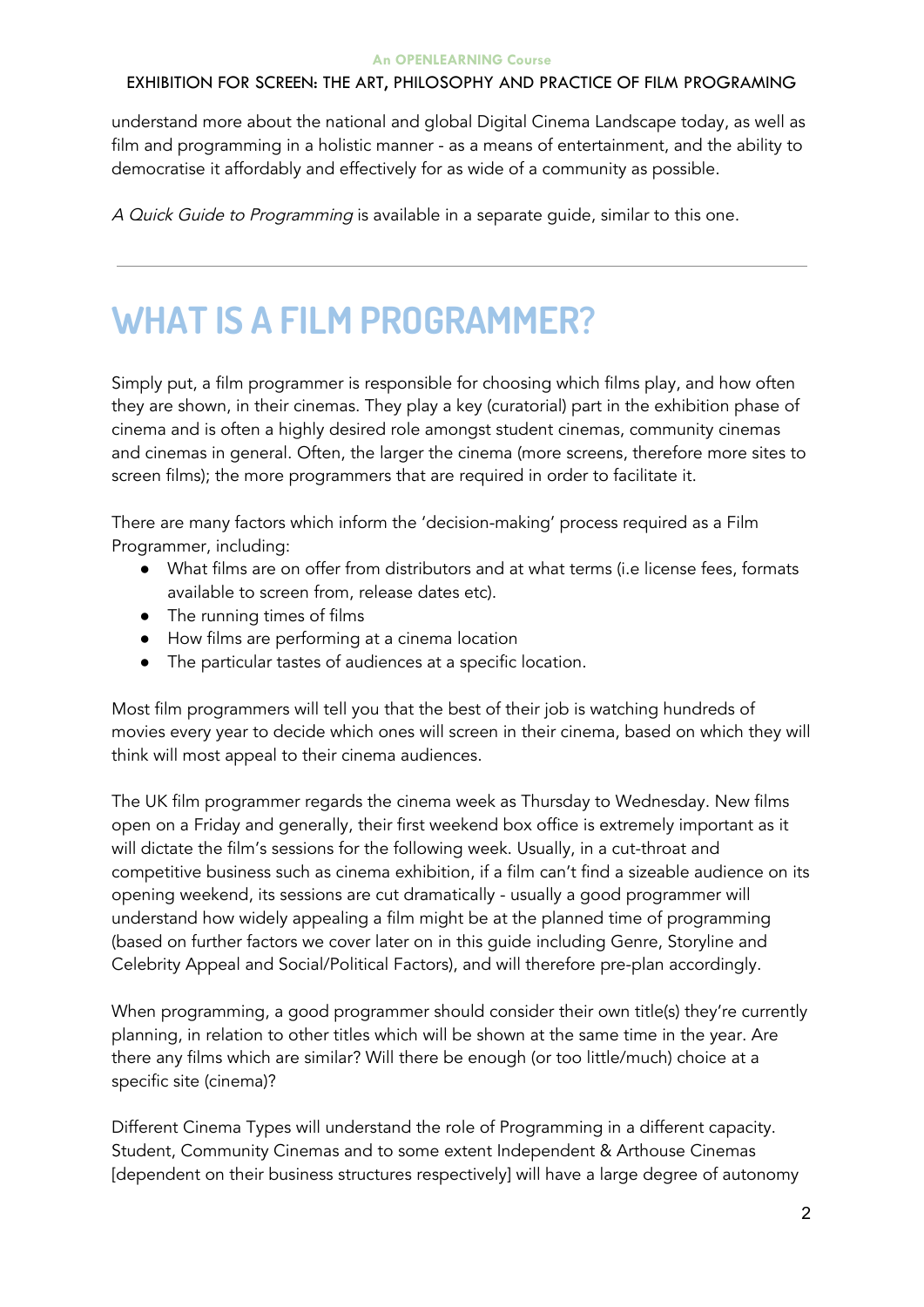understand more about the national and global Digital Cinema Landscape today, as well as film and programming in a holistic manner - as a means of entertainment, and the ability to democratise it affordably and effectively for as wide of a community as possible.

*A Quick Guide to Programming* is available in a separate guide, similar to this one.

---

# WHAT IS A FILM PROGRAMMER?

Simply put, a film programmer is responsible for choosing which films play, and how often they are shown, in their cinemas. They play a key (curatorial) part in the exhibition phase of cinema and is often a highly desired role amongst student cinemas, community cinemas and cinemas in general. Often, the larger the cinema (more screens, therefore more sites to screen films); the more programmers that are required in order to facilitate it.

There are many factors which inform the 'decision-making' process required as a Film Programmer, including:

- What films are on offer from distributors and at what terms (i.e license fees, formats available to screen from, release dates etc).
- The running times of films
- How films are performing at a cinema location
- The particular tastes of audiences at a specific location.

Most film programmers will tell you that the best of their job is watching hundreds of movies every year to decide which ones will screen in their cinema, based on which they will think will most appeal to their cinema audiences.

The UK film programmer regards the cinema week as Thursday to Wednesday. New films open on a Friday and generally, their first weekend box office is extremely important as it will dictate the film's sessions for the following week. Usually, in a cut-throat and competitive business such as cinema exhibition, if a film can't find a sizeable audience on its opening weekend, its sessions are cut dramatically - usually a good programmer will understand how widely appealing a film might be at the planned time of programming (based on further factors we cover later on in this guide including Genre, Storyline and Celebrity Appeal and Social/Political Factors), and will therefore pre-plan accordingly.

When programming, a good programmer should consider their own title(s) they're currently planning, in relation to other titles which will be shown at the same time in the year. Are there any films which are similar? Will there be enough (or too little/much) choice at a specific site (cinema)?

Different Cinema Types will understand the role of Programming in a different capacity. Student, Community Cinemas and to some extent Independent & Arthouse Cinemas [dependent on their business structures respectively] will have a large degree of autonomy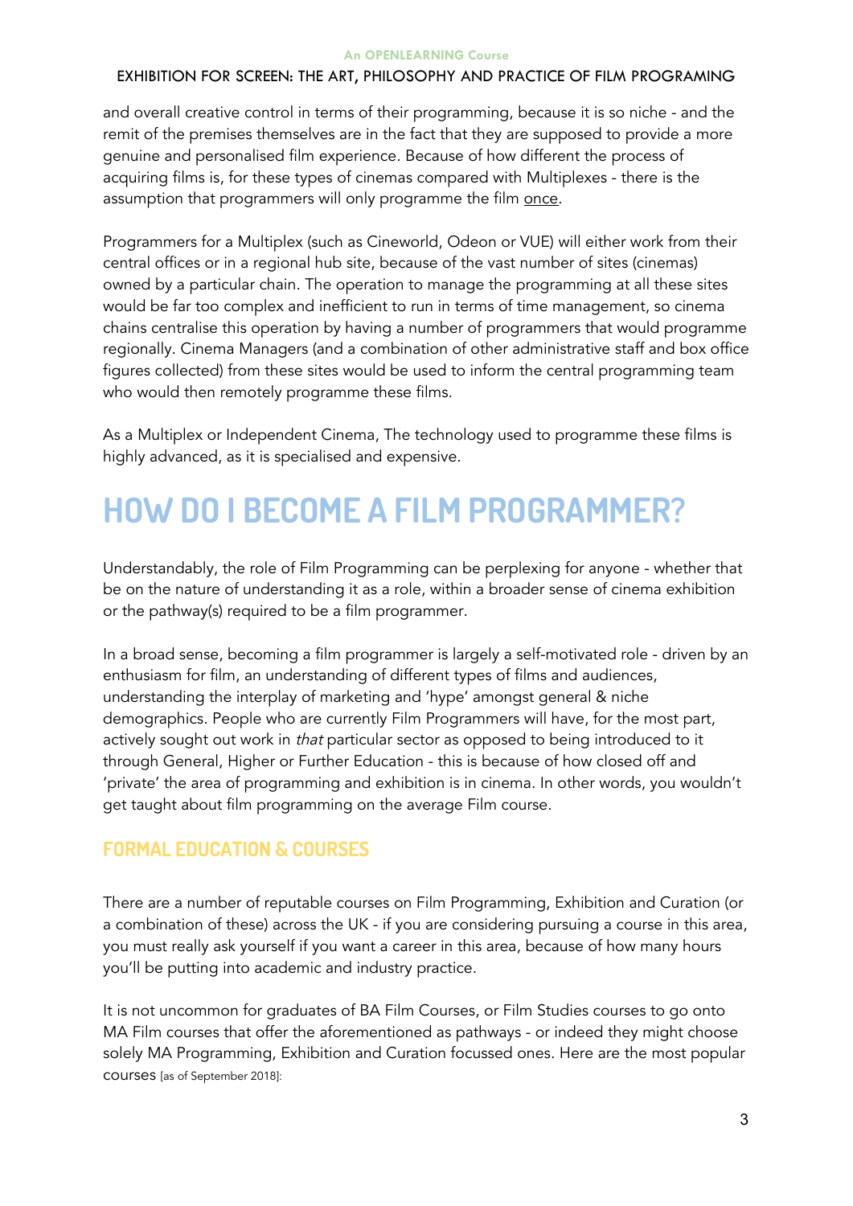and overall creative control in terms of their programming, because it is so niche - and the remit of the premises themselves are in the fact that they are supposed to provide a more genuine and personalised film experience. Because of how different the process of acquiring films is, for these types of cinemas compared with Multiplexes - there is the assumption that programmers will only programme the film <u>once</u>.

Programmers for a Multiplex (such as Cineworld, Odeon or VUE) will either work from their central offices or in a regional hub site, because of the vast number of sites (cinemas) owned by a particular chain. The operation to manage the programming at all these sites would be far too complex and inefficient to run in terms of time management, so cinema chains centralise this operation by having a number of programmers that would programme regionally. Cinema Managers (and a combination of other administrative staff and box office figures collected) from these sites would be used to inform the central programming team who would then remotely programme these films.

As a Multiplex or Independent Cinema, The technology used to programme these films is highly advanced, as it is specialised and expensive.

# HOW DO I BECOME A FILM PROGRAMMER?

Understandably, the role of Film Programming can be perplexing for anyone - whether that be on the nature of understanding it as a role, within a broader sense of cinema exhibition or the pathway(s) required to be a film programmer.

In a broad sense, becoming a film programmer is largely a self-motivated role - driven by an enthusiasm for film, an understanding of different types of films and audiences, understanding the interplay of marketing and 'hype' amongst general & niche demographics. People who are currently Film Programmers will have, for the most part, actively sought out work in *that* particular sector as opposed to being introduced to it through General, Higher or Further Education - this is because of how closed off and 'private' the area of programming and exhibition is in cinema. In other words, you wouldn't get taught about film programming on the average Film course.

## FORMAL EDUCATION & COURSES

There are a number of reputable courses on Film Programming, Exhibition and Curation (or a combination of these) across the UK - if you are considering pursuing a course in this area, you must really ask yourself if you want a career in this area, because of how many hours you'll be putting into academic and industry practice.

It is not uncommon for graduates of BA Film Courses, or Film Studies courses to go onto MA Film courses that offer the aforementioned as pathways - or indeed they might choose solely MA Programming, Exhibition and Curation focussed ones. Here are the most popular courses [as of September 2018]: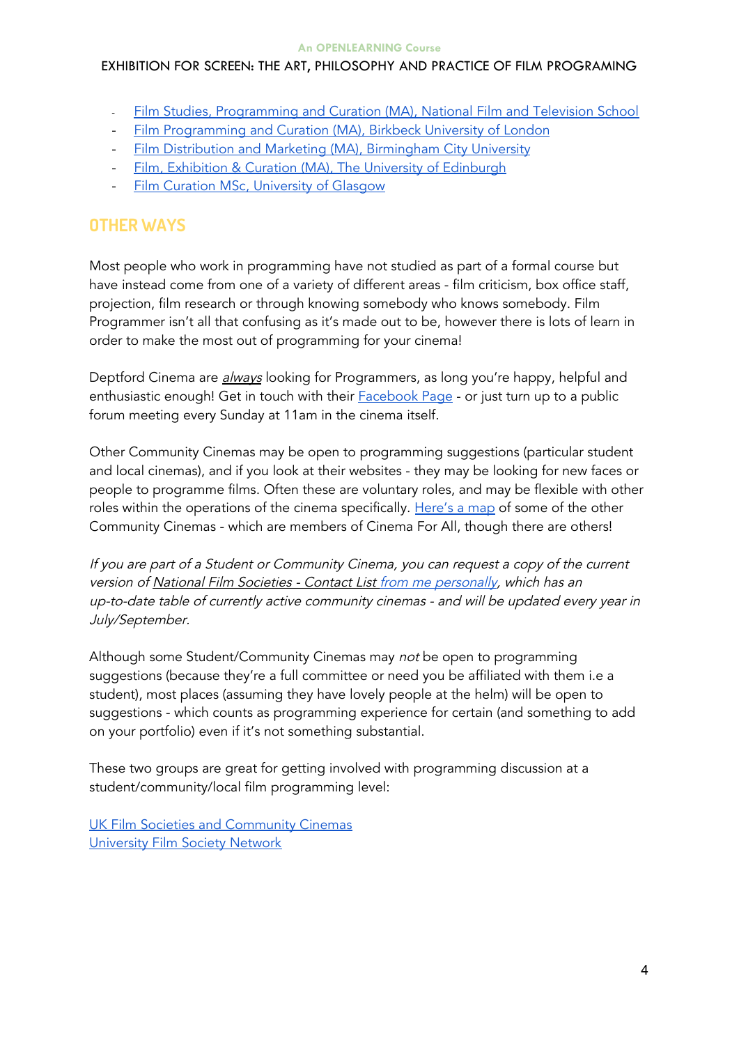- [Film Studies, Programming and Curation (MA), National Film and Television School]()
- [Film Programming and Curation (MA), Birkbeck University of London]()
- [Film Distribution and Marketing (MA), Birmingham City University]()
- [Film, Exhibition & Curation (MA), The University of Edinburgh]()
- [Film Curation MSc, University of Glasgow]()

## OTHER WAYS

Most people who work in programming have not studied as part of a formal course but have instead come from one of a variety of different areas - film criticism, box office staff, projection, film research or through knowing somebody who knows somebody. Film Programmer isn't all that confusing as it's made out to be, however there is lots of learn in order to make the most out of programming for your cinema!

Deptford Cinema are *always* looking for Programmers, as long you're happy, helpful and enthusiastic enough! Get in touch with their [Facebook Page]() - or just turn up to a public forum meeting every Sunday at 11am in the cinema itself.

Other Community Cinemas may be open to programming suggestions (particular student and local cinemas), and if you look at their websites - they may be looking for new faces or people to programme films. Often these are voluntary roles, and may be flexible with other roles within the operations of the cinema specifically. [Here's a map]() of some of the other Community Cinemas - which are members of Cinema For All, though there are others!

*If you are part of a Student or Community Cinema, you can request a copy of the current version of National Film Societies - Contact List [from me personally](), which has an up-to-date table of currently active community cinemas - and will be updated every year in July/September.*

Although some Student/Community Cinemas may *not* be open to programming suggestions (because they're a full committee or need you be affiliated with them i.e a student), most places (assuming they have lovely people at the helm) will be open to suggestions - which counts as programming experience for certain (and something to add on your portfolio) even if it's not something substantial.

These two groups are great for getting involved with programming discussion at a student/community/local film programming level:

[UK Film Societies and Community Cinemas]()
[University Film Society Network]()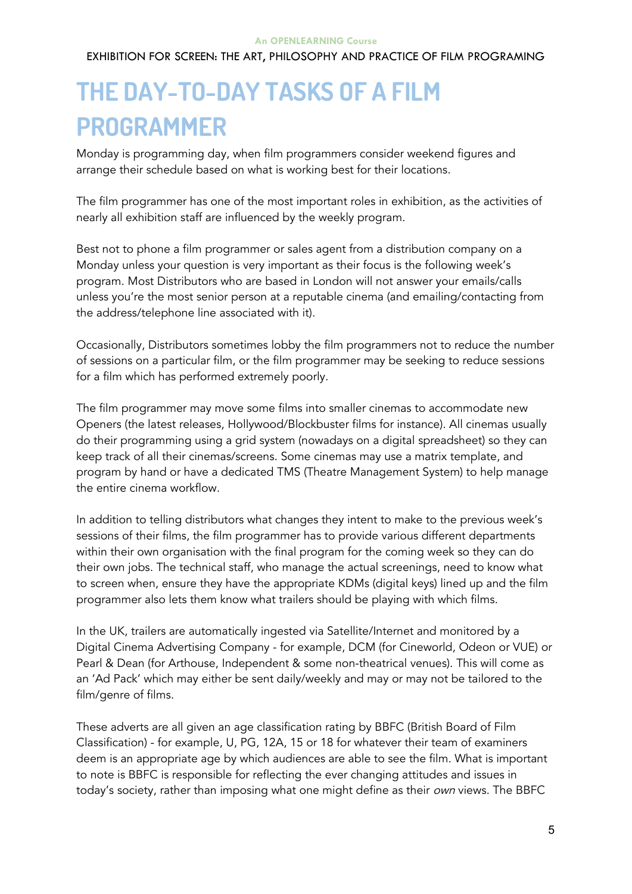# THE DAY-TO-DAY TASKS OF A FILM PROGRAMMER

Monday is programming day, when film programmers consider weekend figures and arrange their schedule based on what is working best for their locations.

The film programmer has one of the most important roles in exhibition, as the activities of nearly all exhibition staff are influenced by the weekly program.

Best not to phone a film programmer or sales agent from a distribution company on a Monday unless your question is very important as their focus is the following week's program. Most Distributors who are based in London will not answer your emails/calls unless you're the most senior person at a reputable cinema (and emailing/contacting from the address/telephone line associated with it).

Occasionally, Distributors sometimes lobby the film programmers not to reduce the number of sessions on a particular film, or the film programmer may be seeking to reduce sessions for a film which has performed extremely poorly.

The film programmer may move some films into smaller cinemas to accommodate new Openers (the latest releases, Hollywood/Blockbuster films for instance). All cinemas usually do their programming using a grid system (nowadays on a digital spreadsheet) so they can keep track of all their cinemas/screens. Some cinemas may use a matrix template, and program by hand or have a dedicated TMS (Theatre Management System) to help manage the entire cinema workflow.

In addition to telling distributors what changes they intent to make to the previous week's sessions of their films, the film programmer has to provide various different departments within their own organisation with the final program for the coming week so they can do their own jobs. The technical staff, who manage the actual screenings, need to know what to screen when, ensure they have the appropriate KDMs (digital keys) lined up and the film programmer also lets them know what trailers should be playing with which films.

In the UK, trailers are automatically ingested via Satellite/Internet and monitored by a Digital Cinema Advertising Company - for example, DCM (for Cineworld, Odeon or VUE) or Pearl & Dean (for Arthouse, Independent & some non-theatrical venues). This will come as an 'Ad Pack' which may either be sent daily/weekly and may or may not be tailored to the film/genre of films.

These adverts are all given an age classification rating by BBFC (British Board of Film Classification) - for example, U, PG, 12A, 15 or 18 for whatever their team of examiners deem is an appropriate age by which audiences are able to see the film. What is important to note is BBFC is responsible for reflecting the ever changing attitudes and issues in today's society, rather than imposing what one might define as their *own* views. The BBFC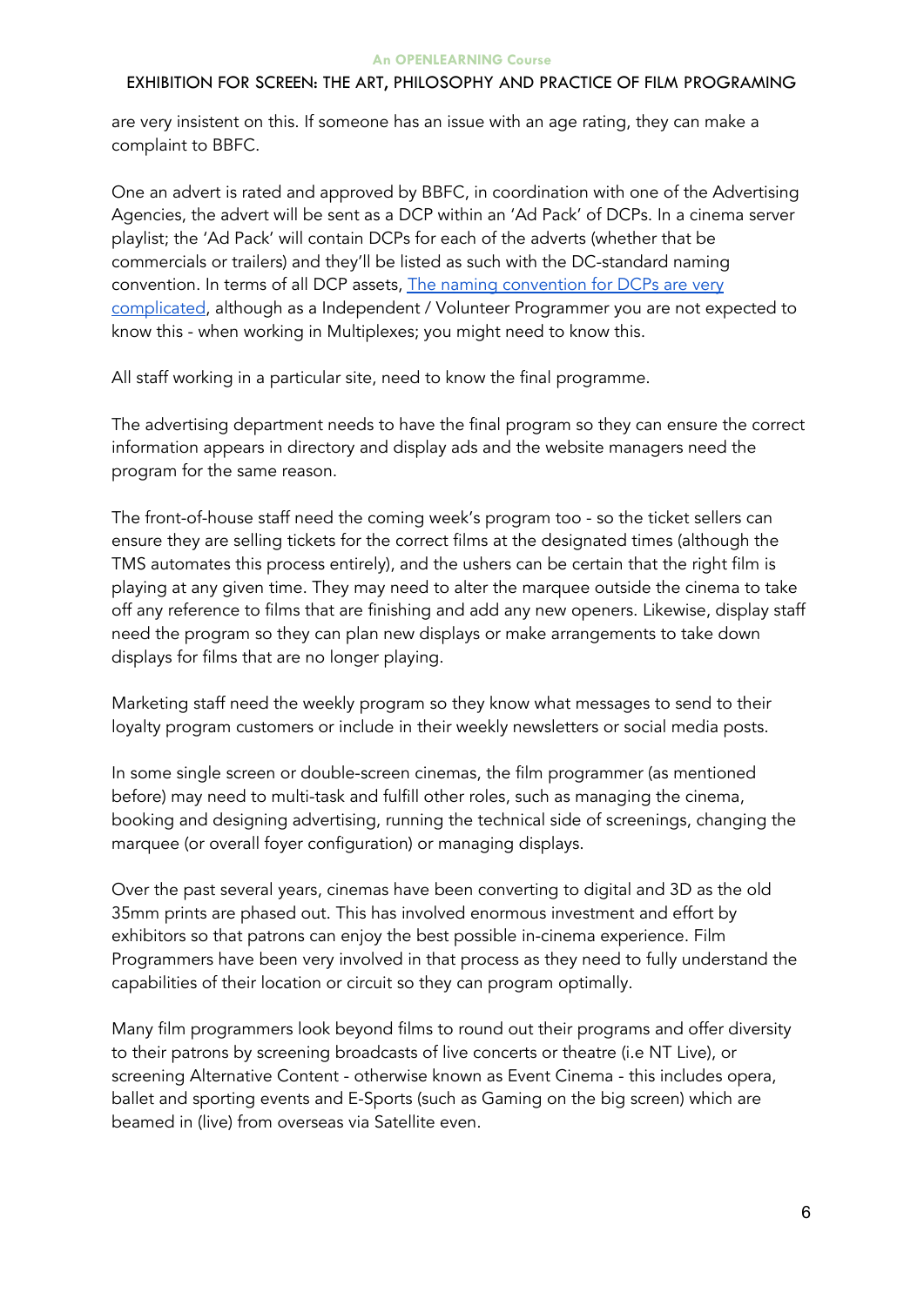are very insistent on this. If someone has an issue with an age rating, they can make a complaint to BBFC.

One an advert is rated and approved by BBFC, in coordination with one of the Advertising Agencies, the advert will be sent as a DCP within an 'Ad Pack' of DCPs. In a cinema server playlist; the 'Ad Pack' will contain DCPs for each of the adverts (whether that be commercials or trailers) and they'll be listed as such with the DC-standard naming convention. In terms of all DCP assets, The naming convention for DCPs are very complicated, although as a Independent / Volunteer Programmer you are not expected to know this - when working in Multiplexes; you might need to know this.

All staff working in a particular site, need to know the final programme.

The advertising department needs to have the final program so they can ensure the correct information appears in directory and display ads and the website managers need the program for the same reason.

The front-of-house staff need the coming week's program too - so the ticket sellers can ensure they are selling tickets for the correct films at the designated times (although the TMS automates this process entirely), and the ushers can be certain that the right film is playing at any given time. They may need to alter the marquee outside the cinema to take off any reference to films that are finishing and add any new openers. Likewise, display staff need the program so they can plan new displays or make arrangements to take down displays for films that are no longer playing.

Marketing staff need the weekly program so they know what messages to send to their loyalty program customers or include in their weekly newsletters or social media posts.

In some single screen or double-screen cinemas, the film programmer (as mentioned before) may need to multi-task and fulfill other roles, such as managing the cinema, booking and designing advertising, running the technical side of screenings, changing the marquee (or overall foyer configuration) or managing displays.

Over the past several years, cinemas have been converting to digital and 3D as the old 35mm prints are phased out. This has involved enormous investment and effort by exhibitors so that patrons can enjoy the best possible in-cinema experience. Film Programmers have been very involved in that process as they need to fully understand the capabilities of their location or circuit so they can program optimally.

Many film programmers look beyond films to round out their programs and offer diversity to their patrons by screening broadcasts of live concerts or theatre (i.e NT Live), or screening Alternative Content - otherwise known as Event Cinema - this includes opera, ballet and sporting events and E-Sports (such as Gaming on the big screen) which are beamed in (live) from overseas via Satellite even.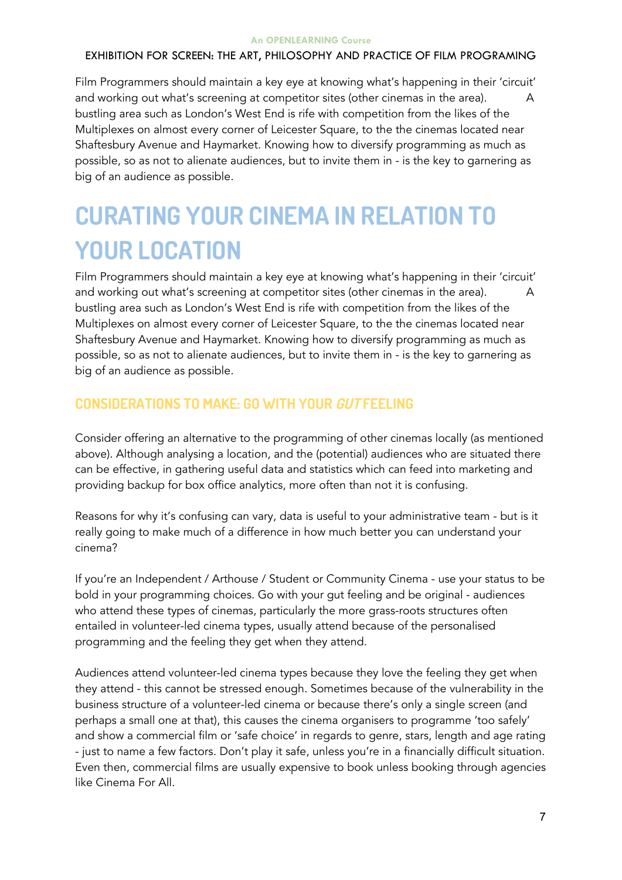Film Programmers should maintain a key eye at knowing what's happening in their 'circuit' and working out what's screening at competitor sites (other cinemas in the area). A bustling area such as London's West End is rife with competition from the likes of the Multiplexes on almost every corner of Leicester Square, to the the cinemas located near Shaftesbury Avenue and Haymarket. Knowing how to diversify programming as much as possible, so as not to alienate audiences, but to invite them in - is the key to garnering as big of an audience as possible.

# CURATING YOUR CINEMA IN RELATION TO YOUR LOCATION

Film Programmers should maintain a key eye at knowing what's happening in their 'circuit' and working out what's screening at competitor sites (other cinemas in the area). A bustling area such as London's West End is rife with competition from the likes of the Multiplexes on almost every corner of Leicester Square, to the the cinemas located near Shaftesbury Avenue and Haymarket. Knowing how to diversify programming as much as possible, so as not to alienate audiences, but to invite them in - is the key to garnering as big of an audience as possible.

### CONSIDERATIONS TO MAKE: GO WITH YOUR *GUT* FEELING

Consider offering an alternative to the programming of other cinemas locally (as mentioned above). Although analysing a location, and the (potential) audiences who are situated there can be effective, in gathering useful data and statistics which can feed into marketing and providing backup for box office analytics, more often than not it is confusing.

Reasons for why it's confusing can vary, data is useful to your administrative team - but is it really going to make much of a difference in how much better you can understand your cinema?

If you're an Independent / Arthouse / Student or Community Cinema - use your status to be bold in your programming choices. Go with your gut feeling and be original - audiences who attend these types of cinemas, particularly the more grass-roots structures often entailed in volunteer-led cinema types, usually attend because of the personalised programming and the feeling they get when they attend.

Audiences attend volunteer-led cinema types because they love the feeling they get when they attend - this cannot be stressed enough. Sometimes because of the vulnerability in the business structure of a volunteer-led cinema or because there's only a single screen (and perhaps a small one at that), this causes the cinema organisers to programme 'too safely' and show a commercial film or 'safe choice' in regards to genre, stars, length and age rating - just to name a few factors. Don't play it safe, unless you're in a financially difficult situation. Even then, commercial films are usually expensive to book unless booking through agencies like Cinema For All.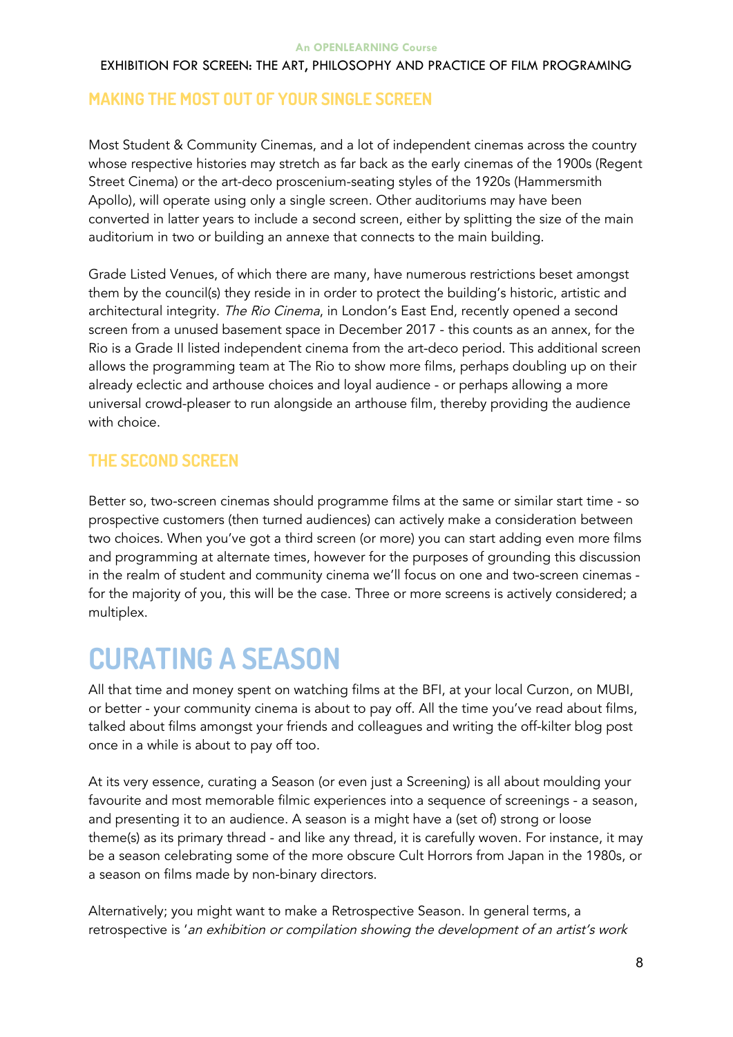## MAKING THE MOST OUT OF YOUR SINGLE SCREEN

Most Student & Community Cinemas, and a lot of independent cinemas across the country whose respective histories may stretch as far back as the early cinemas of the 1900s (Regent Street Cinema) or the art-deco proscenium-seating styles of the 1920s (Hammersmith Apollo), will operate using only a single screen. Other auditoriums may have been converted in latter years to include a second screen, either by splitting the size of the main auditorium in two or building an annexe that connects to the main building.

Grade Listed Venues, of which there are many, have numerous restrictions beset amongst them by the council(s) they reside in in order to protect the building's historic, artistic and architectural integrity. *The Rio Cinema*, in London's East End, recently opened a second screen from a unused basement space in December 2017 - this counts as an annex, for the Rio is a Grade II listed independent cinema from the art-deco period. This additional screen allows the programming team at The Rio to show more films, perhaps doubling up on their already eclectic and arthouse choices and loyal audience - or perhaps allowing a more universal crowd-pleaser to run alongside an arthouse film, thereby providing the audience with choice.

## THE SECOND SCREEN

Better so, two-screen cinemas should programme films at the same or similar start time - so prospective customers (then turned audiences) can actively make a consideration between two choices. When you've got a third screen (or more) you can start adding even more films and programming at alternate times, however for the purposes of grounding this discussion in the realm of student and community cinema we'll focus on one and two-screen cinemas - for the majority of you, this will be the case. Three or more screens is actively considered; a multiplex.

# CURATING A SEASON

All that time and money spent on watching films at the BFI, at your local Curzon, on MUBI, or better - your community cinema is about to pay off. All the time you've read about films, talked about films amongst your friends and colleagues and writing the off-kilter blog post once in a while is about to pay off too.

At its very essence, curating a Season (or even just a Screening) is all about moulding your favourite and most memorable filmic experiences into a sequence of screenings - a season, and presenting it to an audience. A season is a might have a (set of) strong or loose theme(s) as its primary thread - and like any thread, it is carefully woven. For instance, it may be a season celebrating some of the more obscure Cult Horrors from Japan in the 1980s, or a season on films made by non-binary directors.

Alternatively; you might want to make a Retrospective Season. In general terms, a retrospective is '*an exhibition or compilation showing the development of an artist's work*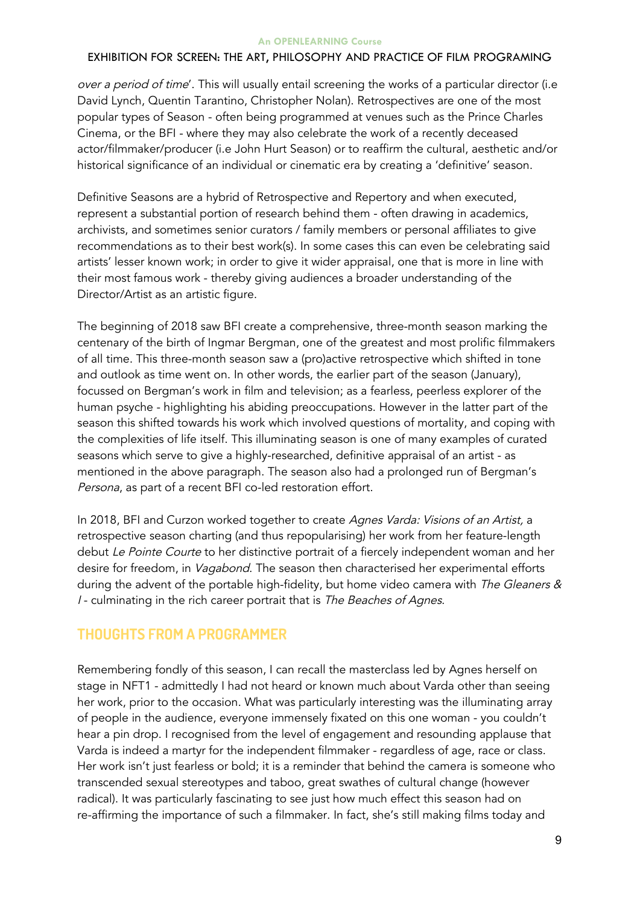*over a period of time*'. This will usually entail screening the works of a particular director (i.e David Lynch, Quentin Tarantino, Christopher Nolan). Retrospectives are one of the most popular types of Season - often being programmed at venues such as the Prince Charles Cinema, or the BFI - where they may also celebrate the work of a recently deceased actor/filmmaker/producer (i.e John Hurt Season) or to reaffirm the cultural, aesthetic and/or historical significance of an individual or cinematic era by creating a 'definitive' season.

Definitive Seasons are a hybrid of Retrospective and Repertory and when executed, represent a substantial portion of research behind them - often drawing in academics, archivists, and sometimes senior curators / family members or personal affiliates to give recommendations as to their best work(s). In some cases this can even be celebrating said artists' lesser known work; in order to give it wider appraisal, one that is more in line with their most famous work - thereby giving audiences a broader understanding of the Director/Artist as an artistic figure.

The beginning of 2018 saw BFI create a comprehensive, three-month season marking the centenary of the birth of Ingmar Bergman, one of the greatest and most prolific filmmakers of all time. This three-month season saw a (pro)active retrospective which shifted in tone and outlook as time went on. In other words, the earlier part of the season (January), focussed on Bergman's work in film and television; as a fearless, peerless explorer of the human psyche - highlighting his abiding preoccupations. However in the latter part of the season this shifted towards his work which involved questions of mortality, and coping with the complexities of life itself. This illuminating season is one of many examples of curated seasons which serve to give a highly-researched, definitive appraisal of an artist - as mentioned in the above paragraph. The season also had a prolonged run of Bergman's *Persona*, as part of a recent BFI co-led restoration effort.

In 2018, BFI and Curzon worked together to create *Agnes Varda: Visions of an Artist*, a retrospective season charting (and thus repopularising) her work from her feature-length debut *Le Pointe Courte* to her distinctive portrait of a fiercely independent woman and her desire for freedom, in *Vagabond*. The season then characterised her experimental efforts during the advent of the portable high-fidelity, but home video camera with *The Gleaners & I* - culminating in the rich career portrait that is *The Beaches of Agnes*.

## THOUGHTS FROM A PROGRAMMER

Remembering fondly of this season, I can recall the masterclass led by Agnes herself on stage in NFT1 - admittedly I had not heard or known much about Varda other than seeing her work, prior to the occasion. What was particularly interesting was the illuminating array of people in the audience, everyone immensely fixated on this one woman - you couldn't hear a pin drop. I recognised from the level of engagement and resounding applause that Varda is indeed a martyr for the independent filmmaker - regardless of age, race or class. Her work isn't just fearless or bold; it is a reminder that behind the camera is someone who transcended sexual stereotypes and taboo, great swathes of cultural change (however radical). It was particularly fascinating to see just how much effect this season had on re-affirming the importance of such a filmmaker. In fact, she's still making films today and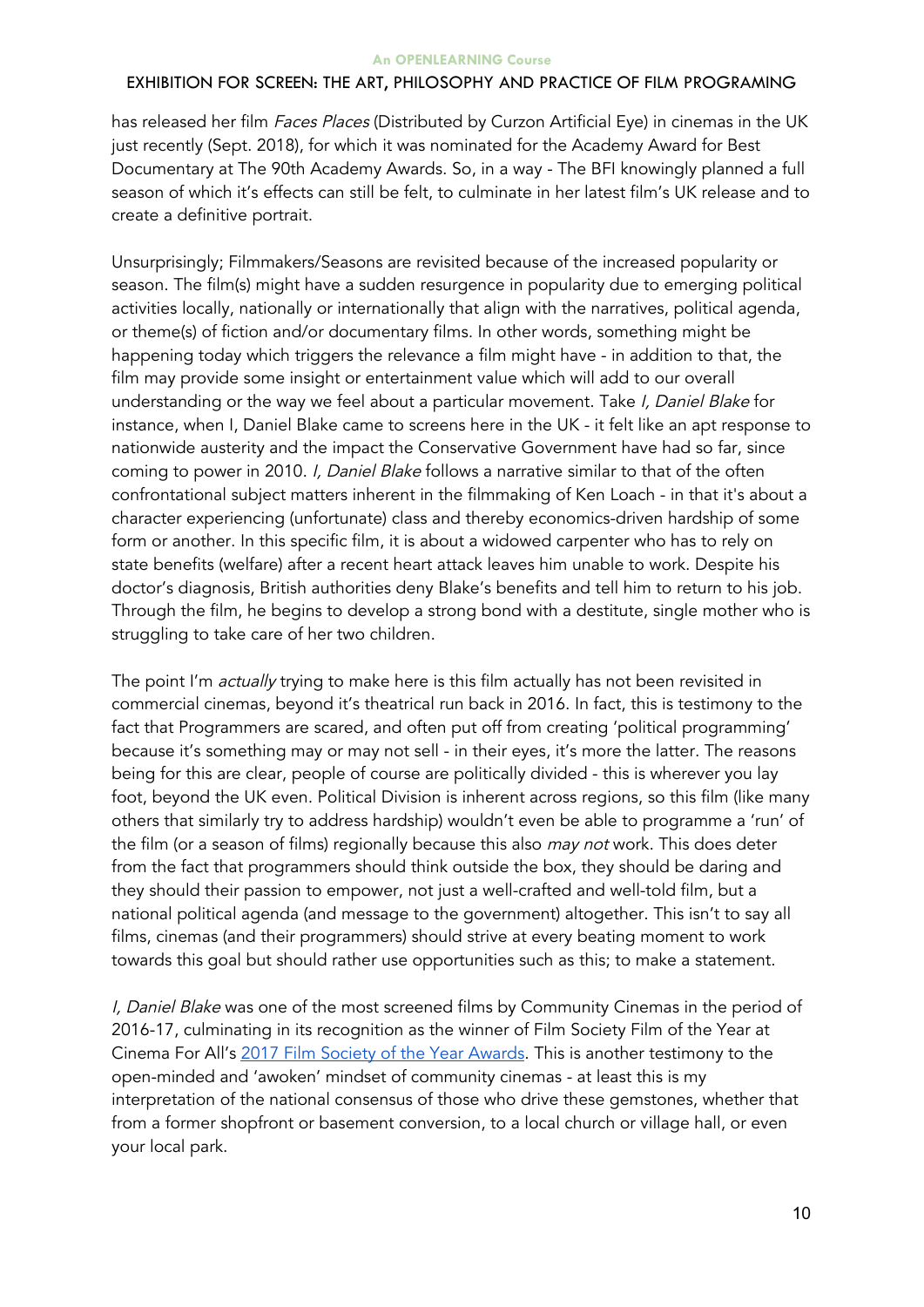has released her film *Faces Places* (Distributed by Curzon Artificial Eye) in cinemas in the UK just recently (Sept. 2018), for which it was nominated for the Academy Award for Best Documentary at The 90th Academy Awards. So, in a way - The BFI knowingly planned a full season of which it's effects can still be felt, to culminate in her latest film's UK release and to create a definitive portrait.

Unsurprisingly; Filmmakers/Seasons are revisited because of the increased popularity or season. The film(s) might have a sudden resurgence in popularity due to emerging political activities locally, nationally or internationally that align with the narratives, political agenda, or theme(s) of fiction and/or documentary films. In other words, something might be happening today which triggers the relevance a film might have - in addition to that, the film may provide some insight or entertainment value which will add to our overall understanding or the way we feel about a particular movement. Take *I, Daniel Blake* for instance, when I, Daniel Blake came to screens here in the UK - it felt like an apt response to nationwide austerity and the impact the Conservative Government have had so far, since coming to power in 2010. *I, Daniel Blake* follows a narrative similar to that of the often confrontational subject matters inherent in the filmmaking of Ken Loach - in that it's about a character experiencing (unfortunate) class and thereby economics-driven hardship of some form or another. In this specific film, it is about a widowed carpenter who has to rely on state benefits (welfare) after a recent heart attack leaves him unable to work. Despite his doctor's diagnosis, British authorities deny Blake's benefits and tell him to return to his job. Through the film, he begins to develop a strong bond with a destitute, single mother who is struggling to take care of her two children.

The point I'm *actually* trying to make here is this film actually has not been revisited in commercial cinemas, beyond it's theatrical run back in 2016. In fact, this is testimony to the fact that Programmers are scared, and often put off from creating 'political programming' because it's something may or may not sell - in their eyes, it's more the latter. The reasons being for this are clear, people of course are politically divided - this is wherever you lay foot, beyond the UK even. Political Division is inherent across regions, so this film (like many others that similarly try to address hardship) wouldn't even be able to programme a 'run' of the film (or a season of films) regionally because this also *may not* work. This does deter from the fact that programmers should think outside the box, they should be daring and they should their passion to empower, not just a well-crafted and well-told film, but a national political agenda (and message to the government) altogether. This isn't to say all films, cinemas (and their programmers) should strive at every beating moment to work towards this goal but should rather use opportunities such as this; to make a statement.

*I, Daniel Blake* was one of the most screened films by Community Cinemas in the period of 2016-17, culminating in its recognition as the winner of Film Society Film of the Year at Cinema For All's 2017 Film Society of the Year Awards. This is another testimony to the open-minded and 'awoken' mindset of community cinemas - at least this is my interpretation of the national consensus of those who drive these gemstones, whether that from a former shopfront or basement conversion, to a local church or village hall, or even your local park.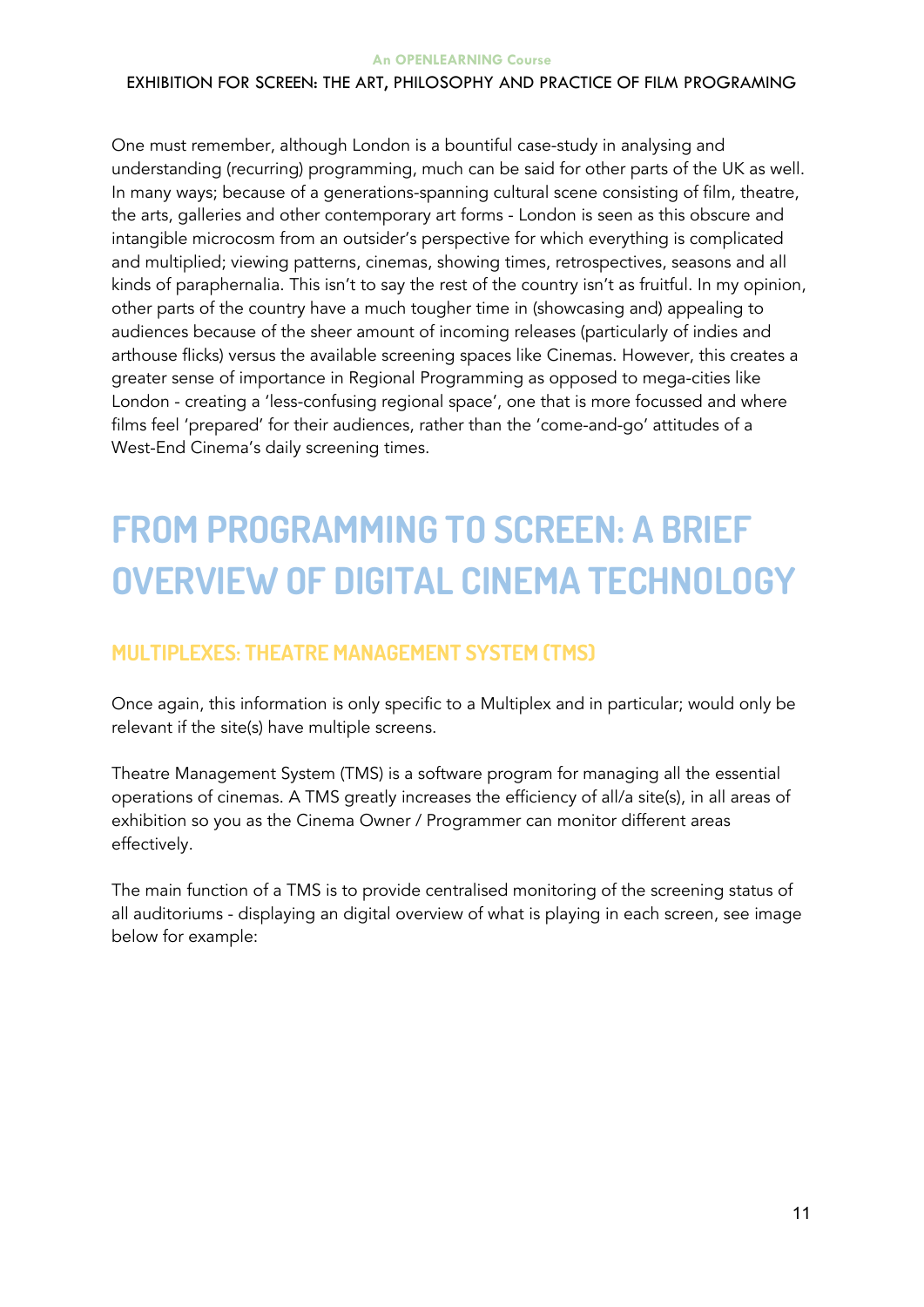One must remember, although London is a bountiful case-study in analysing and understanding (recurring) programming, much can be said for other parts of the UK as well. In many ways; because of a generations-spanning cultural scene consisting of film, theatre, the arts, galleries and other contemporary art forms - London is seen as this obscure and intangible microcosm from an outsider's perspective for which everything is complicated and multiplied; viewing patterns, cinemas, showing times, retrospectives, seasons and all kinds of paraphernalia. This isn't to say the rest of the country isn't as fruitful. In my opinion, other parts of the country have a much tougher time in (showcasing and) appealing to audiences because of the sheer amount of incoming releases (particularly of indies and arthouse flicks) versus the available screening spaces like Cinemas. However, this creates a greater sense of importance in Regional Programming as opposed to mega-cities like London - creating a 'less-confusing regional space', one that is more focussed and where films feel 'prepared' for their audiences, rather than the 'come-and-go' attitudes of a West-End Cinema's daily screening times.

# FROM PROGRAMMING TO SCREEN: A BRIEF OVERVIEW OF DIGITAL CINEMA TECHNOLOGY

## MULTIPLEXES: THEATRE MANAGEMENT SYSTEM (TMS)

Once again, this information is only specific to a Multiplex and in particular; would only be relevant if the site(s) have multiple screens.

Theatre Management System (TMS) is a software program for managing all the essential operations of cinemas. A TMS greatly increases the efficiency of all/a site(s), in all areas of exhibition so you as the Cinema Owner / Programmer can monitor different areas effectively.

The main function of a TMS is to provide centralised monitoring of the screening status of all auditoriums - displaying an digital overview of what is playing in each screen, see image below for example: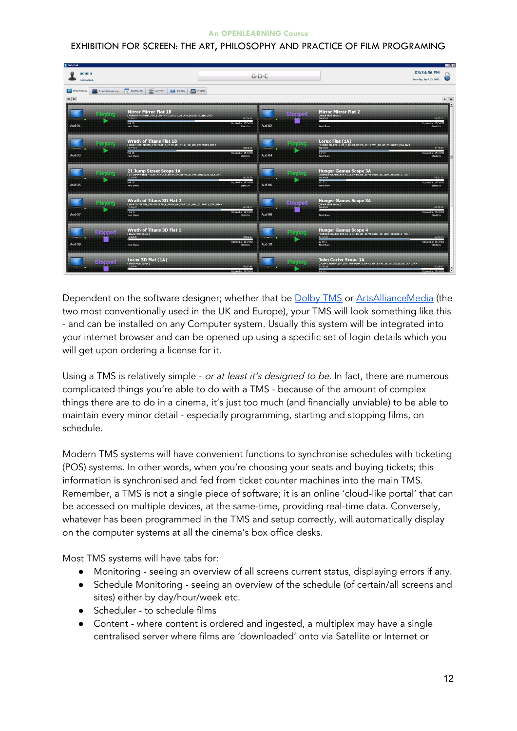Dependent on the software designer; whether that be Dolby TMS or ArtsAllianceMedia (the two most conventionally used in the UK and Europe), your TMS will look something like this - and can be installed on any Computer system. Usually this system will be integrated into your internet browser and can be opened up using a specific set of login details which you will get upon ordering a license for it.

Using a TMS is relatively simple - *or at least it's designed to be*. In fact, there are numerous complicated things you're able to do with a TMS - because of the amount of complex things there are to do in a cinema, it's just too much (and financially unviable) to be able to maintain every minor detail - especially programming, starting and stopping films, on schedule.

Modern TMS systems will have convenient functions to synchronise schedules with ticketing (POS) systems. In other words, when you're choosing your seats and buying tickets; this information is synchronised and fed from ticket counter machines into the main TMS. Remember, a TMS is not a single piece of software; it is an online 'cloud-like portal' that can be accessed on multiple devices, at the same-time, providing real-time data. Conversely, whatever has been programmed in the TMS and setup correctly, will automatically display on the computer systems at all the cinema's box office desks.

Most TMS systems will have tabs for:

- Monitoring - seeing an overview of all screens current status, displaying errors if any.
- Schedule Monitoring - seeing an overview of the schedule (of certain/all screens and sites) either by day/hour/week etc.
- Scheduler - to schedule films
- Content - where content is ordered and ingested, a multiplex may have a single centralised server where films are 'downloaded' onto via Satellite or Internet or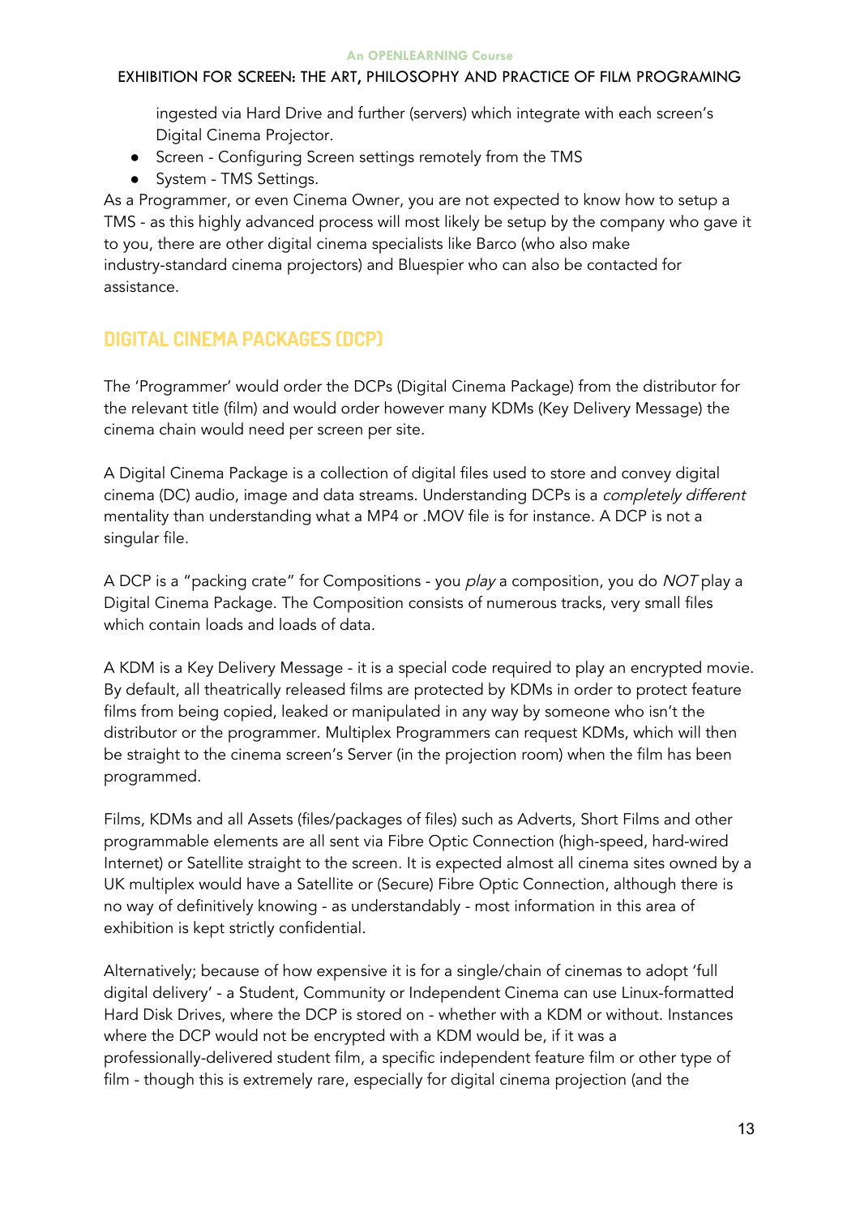ingested via Hard Drive and further (servers) which integrate with each screen's Digital Cinema Projector.

- Screen - Configuring Screen settings remotely from the TMS
- System - TMS Settings.

As a Programmer, or even Cinema Owner, you are not expected to know how to setup a TMS - as this highly advanced process will most likely be setup by the company who gave it to you, there are other digital cinema specialists like Barco (who also make industry-standard cinema projectors) and Bluespier who can also be contacted for assistance.

## DIGITAL CINEMA PACKAGES (DCP)

The 'Programmer' would order the DCPs (Digital Cinema Package) from the distributor for the relevant title (film) and would order however many KDMs (Key Delivery Message) the cinema chain would need per screen per site.

A Digital Cinema Package is a collection of digital files used to store and convey digital cinema (DC) audio, image and data streams. Understanding DCPs is a *completely different* mentality than understanding what a MP4 or .MOV file is for instance. A DCP is not a singular file.

A DCP is a "packing crate" for Compositions - you *play* a composition, you do *NOT* play a Digital Cinema Package. The Composition consists of numerous tracks, very small files which contain loads and loads of data.

A KDM is a Key Delivery Message - it is a special code required to play an encrypted movie. By default, all theatrically released films are protected by KDMs in order to protect feature films from being copied, leaked or manipulated in any way by someone who isn't the distributor or the programmer. Multiplex Programmers can request KDMs, which will then be straight to the cinema screen's Server (in the projection room) when the film has been programmed.

Films, KDMs and all Assets (files/packages of files) such as Adverts, Short Films and other programmable elements are all sent via Fibre Optic Connection (high-speed, hard-wired Internet) or Satellite straight to the screen. It is expected almost all cinema sites owned by a UK multiplex would have a Satellite or (Secure) Fibre Optic Connection, although there is no way of definitively knowing - as understandably - most information in this area of exhibition is kept strictly confidential.

Alternatively; because of how expensive it is for a single/chain of cinemas to adopt 'full digital delivery' - a Student, Community or Independent Cinema can use Linux-formatted Hard Disk Drives, where the DCP is stored on - whether with a KDM or without. Instances where the DCP would not be encrypted with a KDM would be, if it was a professionally-delivered student film, a specific independent feature film or other type of film - though this is extremely rare, especially for digital cinema projection (and the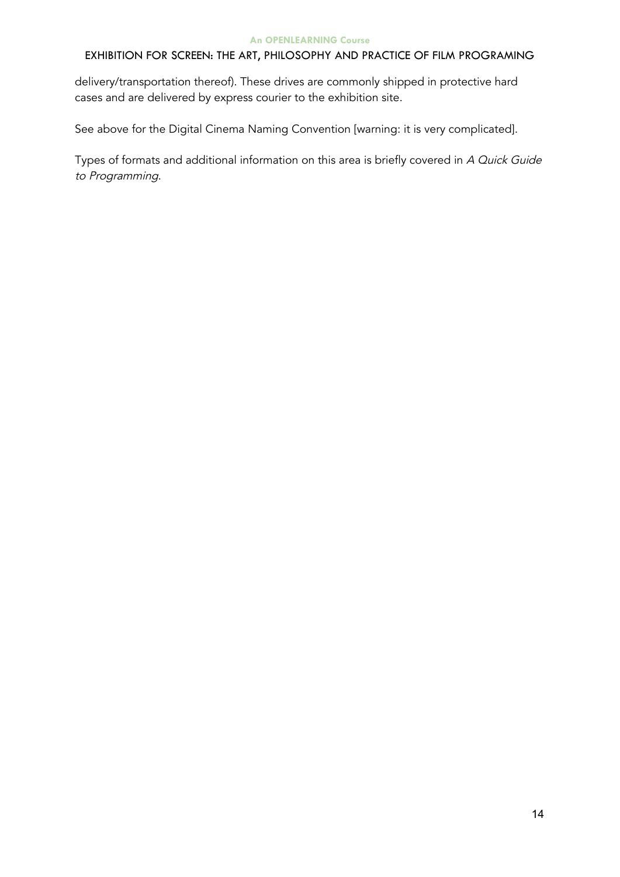delivery/transportation thereof). These drives are commonly shipped in protective hard cases and are delivered by express courier to the exhibition site.

See above for the Digital Cinema Naming Convention [warning: it is very complicated].

Types of formats and additional information on this area is briefly covered in *A Quick Guide to Programming*.